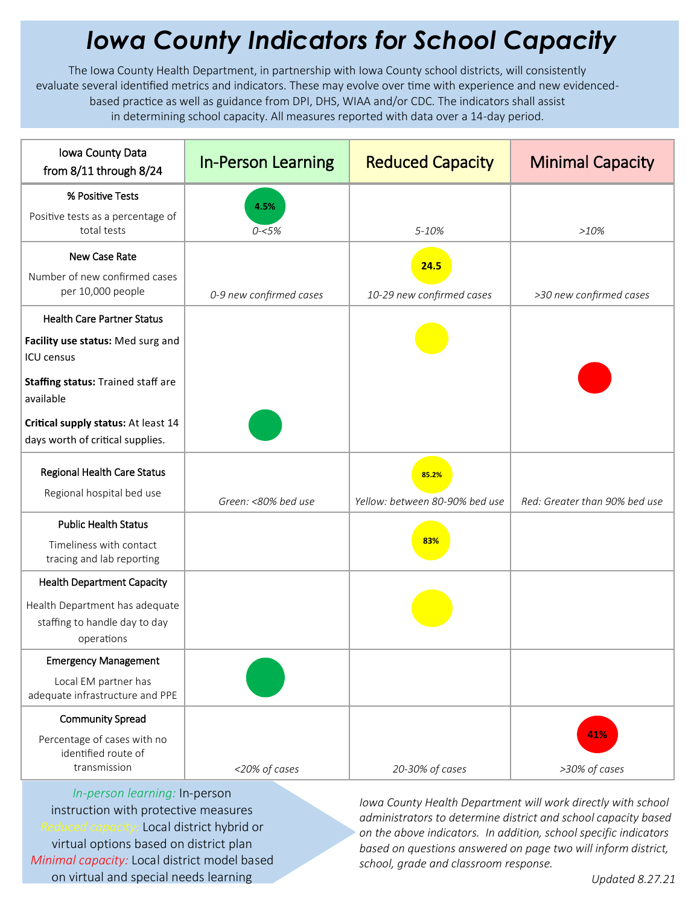# *Iowa County Indicators for School Capacity*

The Iowa County Health Department, in partnership with Iowa County school districts, will consistently evaluate several identified metrics and indicators. These may evolve over time with experience and new evidenced-based practice as well as guidance from DPI, DHS, WIAA and/or CDC. The indicators shall assist in determining school capacity. All measures reported with data over a 14-day period.

| Iowa County Data from 8/11 through 8/24 | In-Person Learning | Reduced Capacity | Minimal Capacity |
|---|---|---|---|
| **% Positive Tests**<br>Positive tests as a percentage of total tests | 4.5%<br>*0-<5%* | *5-10%* | *>10%* |
| **New Case Rate**<br>Number of new confirmed cases per 10,000 people | *0-9 new confirmed cases* | 24.5<br>*10-29 new confirmed cases* | *>30 new confirmed cases* |
| **Health Care Partner Status**<br>**Facility use status:** Med surg and ICU census<br>**Staffing status:** Trained staff are available<br>**Critical supply status:** At least 14 days worth of critical supplies. | ● (Critical supply status) | ● (Facility use status) | ● (Staffing status) |
| **Regional Health Care Status**<br>Regional hospital bed use | *Green: <80% bed use* | 85.2%<br>*Yellow: between 80-90% bed use* | *Red: Greater than 90% bed use* |
| **Public Health Status**<br>Timeliness with contact tracing and lab reporting | | 83% | |
| **Health Department Capacity**<br>Health Department has adequate staffing to handle day to day operations | | ● | |
| **Emergency Management**<br>Local EM partner has adequate infrastructure and PPE | ● | | |
| **Community Spread**<br>Percentage of cases with no identified route of transmission | *<20% of cases* | *20-30% of cases* | 41%<br>*>30% of cases* |

*In-person learning:* In-person instruction with protective measures
*Reduced capacity:* Local district hybrid or virtual options based on district plan
*Minimal capacity:* Local district model based on virtual and special needs learning

*Iowa County Health Department will work directly with school administrators to determine district and school capacity based on the above indicators. In addition, school specific indicators based on questions answered on page two will inform district, school, grade and classroom response.*

*Updated 8.27.21*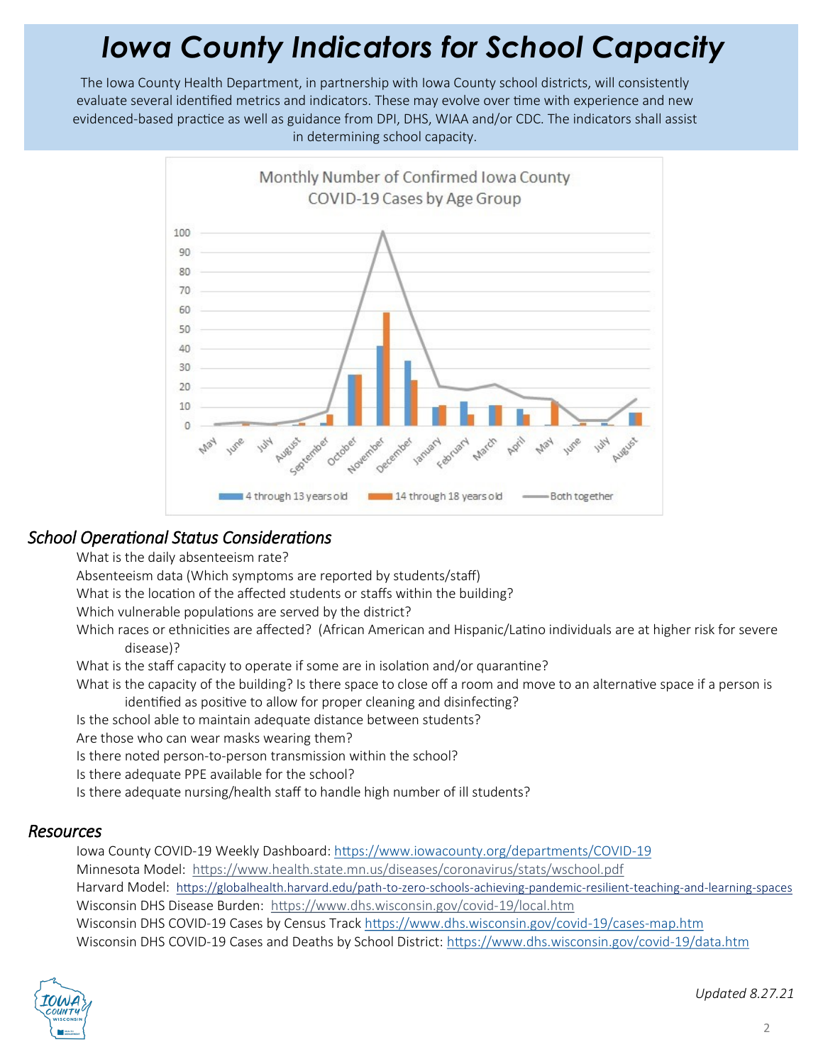# *Iowa County Indicators for School Capacity*

The Iowa County Health Department, in partnership with Iowa County school districts, will consistently evaluate several identified metrics and indicators. These may evolve over time with experience and new evidenced-based practice as well as guidance from DPI, DHS, WIAA and/or CDC. The indicators shall assist in determining school capacity.

Monthly Number of Confirmed Iowa County COVID-19 Cases by Age Group

100
90
80
70
60
50
40
30
20
10
0

May
June
July
August
September
October
November
December
January
February
March
April
May
June
July
August

4 through 13 years old
14 through 18 years old
Both together

## *School Operational Status Considerations*

What is the daily absenteeism rate?
Absenteeism data (Which symptoms are reported by students/staff)
What is the location of the affected students or staffs within the building?
Which vulnerable populations are served by the district?
Which races or ethnicities are affected? (African American and Hispanic/Latino individuals are at higher risk for severe disease)?
What is the staff capacity to operate if some are in isolation and/or quarantine?
What is the capacity of the building? Is there space to close off a room and move to an alternative space if a person is identified as positive to allow for proper cleaning and disinfecting?
Is the school able to maintain adequate distance between students?
Are those who can wear masks wearing them?
Is there noted person-to-person transmission within the school?
Is there adequate PPE available for the school?
Is there adequate nursing/health staff to handle high number of ill students?

## *Resources*

Iowa County COVID-19 Weekly Dashboard: https://www.iowacounty.org/departments/COVID-19
Minnesota Model: https://www.health.state.mn.us/diseases/coronavirus/stats/wschool.pdf
Harvard Model: https://globalhealth.harvard.edu/path-to-zero-schools-achieving-pandemic-resilient-teaching-and-learning-spaces
Wisconsin DHS Disease Burden: https://www.dhs.wisconsin.gov/covid-19/local.htm
Wisconsin DHS COVID-19 Cases by Census Track https://www.dhs.wisconsin.gov/covid-19/cases-map.htm
Wisconsin DHS COVID-19 Cases and Deaths by School District: https://www.dhs.wisconsin.gov/covid-19/data.htm

*Updated 8.27.21*